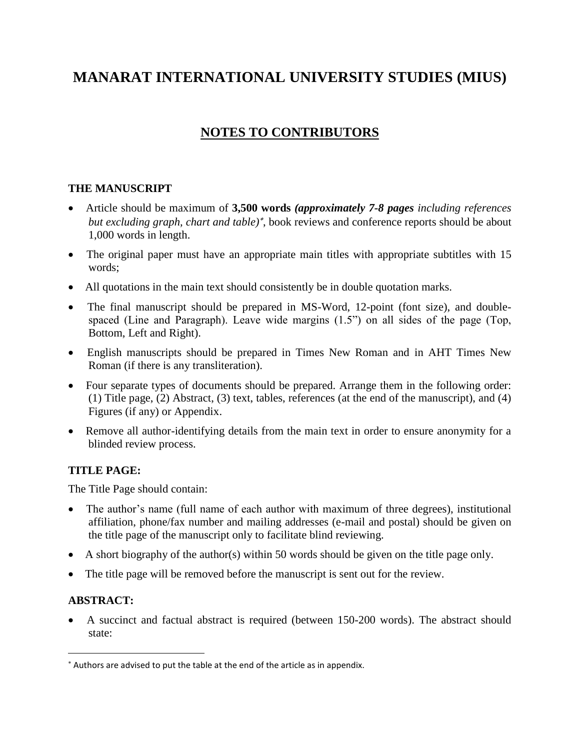# MANARAT INTERNATIONAL UNIVERSITY STUDIES (MIUS)

## NOTES TO CONTRIBUTORS

### THE MANUSCRIPT

- Article should be maximum of **3,500 words** ***(approximately 7-8 pages*** *including references but excluding graph, chart and table)*[*], book reviews and conference reports should be about 1,000 words in length.
- The original paper must have an appropriate main titles with appropriate subtitles with 15 words;
- All quotations in the main text should consistently be in double quotation marks.
- The final manuscript should be prepared in MS-Word, 12-point (font size), and double-spaced (Line and Paragraph). Leave wide margins (1.5") on all sides of the page (Top, Bottom, Left and Right).
- English manuscripts should be prepared in Times New Roman and in AHT Times New Roman (if there is any transliteration).
- Four separate types of documents should be prepared. Arrange them in the following order: (1) Title page, (2) Abstract, (3) text, tables, references (at the end of the manuscript), and (4) Figures (if any) or Appendix.
- Remove all author-identifying details from the main text in order to ensure anonymity for a blinded review process.

### TITLE PAGE:

The Title Page should contain:

- The author's name (full name of each author with maximum of three degrees), institutional affiliation, phone/fax number and mailing addresses (e-mail and postal) should be given on the title page of the manuscript only to facilitate blind reviewing.
- A short biography of the author(s) within 50 words should be given on the title page only.
- The title page will be removed before the manuscript is sent out for the review.

### ABSTRACT:

- A succinct and factual abstract is required (between 150-200 words). The abstract should state:

---

[*] Authors are advised to put the table at the end of the article as in appendix.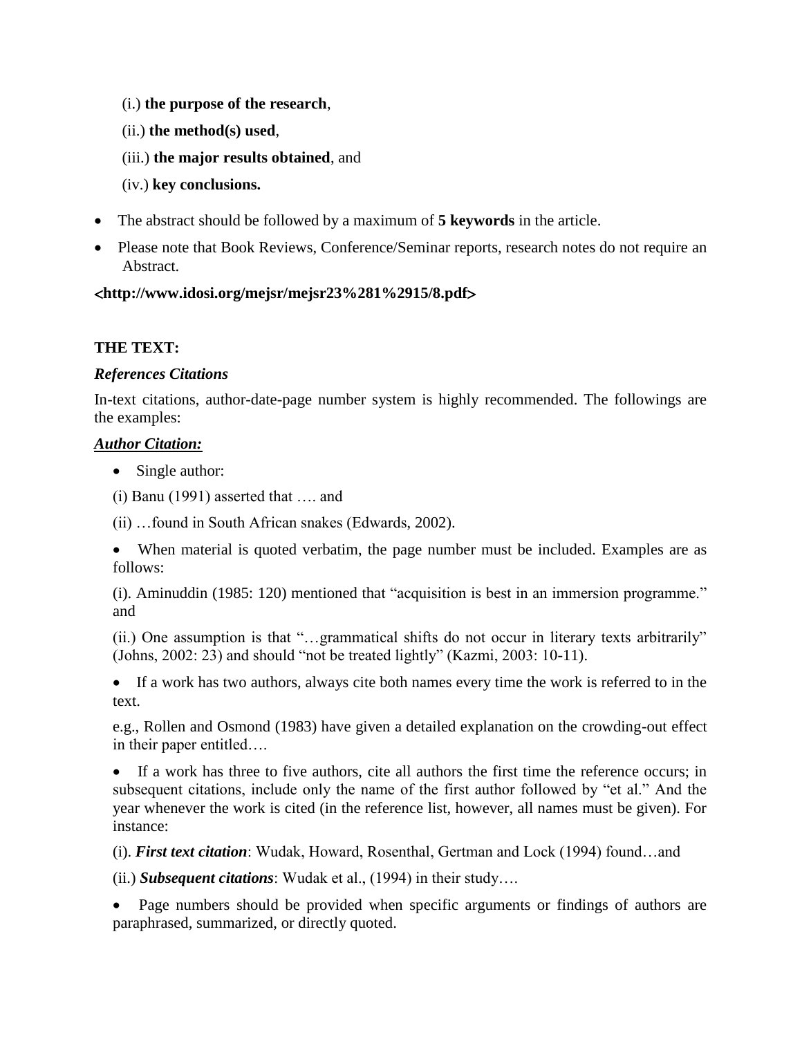(i.) **the purpose of the research**,

(ii.) **the method(s) used**,

(iii.) **the major results obtained**, and

(iv.) **key conclusions.**

- The abstract should be followed by a maximum of **5 keywords** in the article.
- Please note that Book Reviews, Conference/Seminar reports, research notes do not require an Abstract.

**<http://www.idosi.org/mejsr/mejsr23%281%2915/8.pdf>**

**THE TEXT:**

***References Citations***

In-text citations, author-date-page number system is highly recommended. The followings are the examples:

***<u>Author Citation:</u>***

- Single author:

(i) Banu (1991) asserted that …. and

(ii) …found in South African snakes (Edwards, 2002).

- When material is quoted verbatim, the page number must be included. Examples are as follows:

(i). Aminuddin (1985: 120) mentioned that "acquisition is best in an immersion programme." and

(ii.) One assumption is that "…grammatical shifts do not occur in literary texts arbitrarily" (Johns, 2002: 23) and should "not be treated lightly" (Kazmi, 2003: 10-11).

- If a work has two authors, always cite both names every time the work is referred to in the text.

e.g., Rollen and Osmond (1983) have given a detailed explanation on the crowding-out effect in their paper entitled….

- If a work has three to five authors, cite all authors the first time the reference occurs; in subsequent citations, include only the name of the first author followed by "et al." And the year whenever the work is cited (in the reference list, however, all names must be given). For instance:

(i). ***First text citation***: Wudak, Howard, Rosenthal, Gertman and Lock (1994) found…and

(ii.) ***Subsequent citations***: Wudak et al., (1994) in their study….

- Page numbers should be provided when specific arguments or findings of authors are paraphrased, summarized, or directly quoted.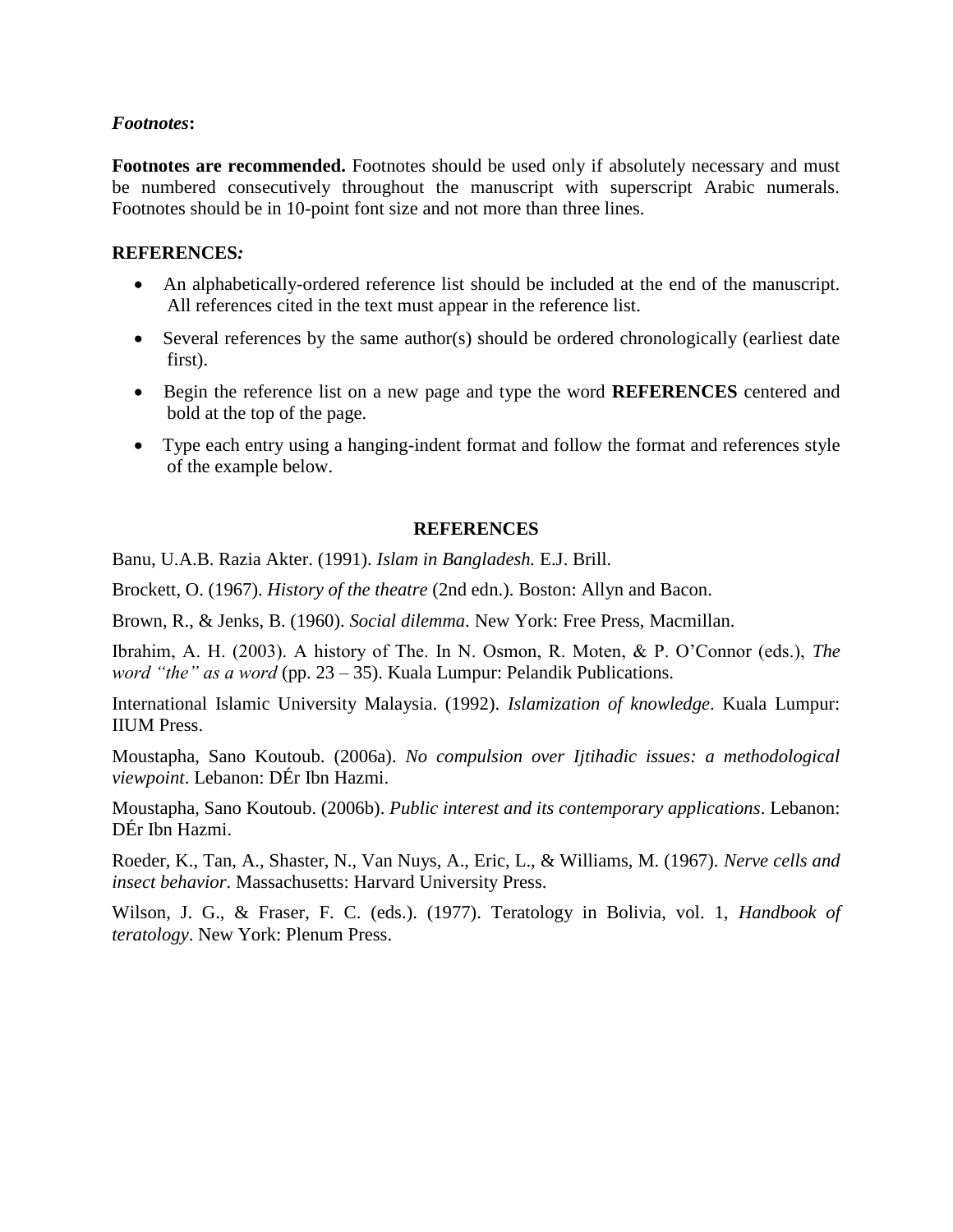***Footnotes*:**

**Footnotes are recommended.** Footnotes should be used only if absolutely necessary and must be numbered consecutively throughout the manuscript with superscript Arabic numerals. Footnotes should be in 10-point font size and not more than three lines.

**REFERENCES*:***

- An alphabetically-ordered reference list should be included at the end of the manuscript. All references cited in the text must appear in the reference list.
- Several references by the same author(s) should be ordered chronologically (earliest date first).
- Begin the reference list on a new page and type the word **REFERENCES** centered and bold at the top of the page.
- Type each entry using a hanging-indent format and follow the format and references style of the example below.

**REFERENCES**

Banu, U.A.B. Razia Akter. (1991). *Islam in Bangladesh.* E.J. Brill.

Brockett, O. (1967). *History of the theatre* (2nd edn.). Boston: Allyn and Bacon.

Brown, R., & Jenks, B. (1960). *Social dilemma*. New York: Free Press, Macmillan.

Ibrahim, A. H. (2003). A history of The. In N. Osmon, R. Moten, & P. O'Connor (eds.), *The word "the" as a word* (pp. 23 – 35). Kuala Lumpur: Pelandik Publications.

International Islamic University Malaysia. (1992). *Islamization of knowledge*. Kuala Lumpur: IIUM Press.

Moustapha, Sano Koutoub. (2006a). *No compulsion over Ijtihadic issues: a methodological viewpoint*. Lebanon: DÉr Ibn Hazmi.

Moustapha, Sano Koutoub. (2006b). *Public interest and its contemporary applications*. Lebanon: DÉr Ibn Hazmi.

Roeder, K., Tan, A., Shaster, N., Van Nuys, A., Eric, L., & Williams, M. (1967). *Nerve cells and insect behavior*. Massachusetts: Harvard University Press.

Wilson, J. G., & Fraser, F. C. (eds.). (1977). Teratology in Bolivia, vol. 1, *Handbook of teratology*. New York: Plenum Press.